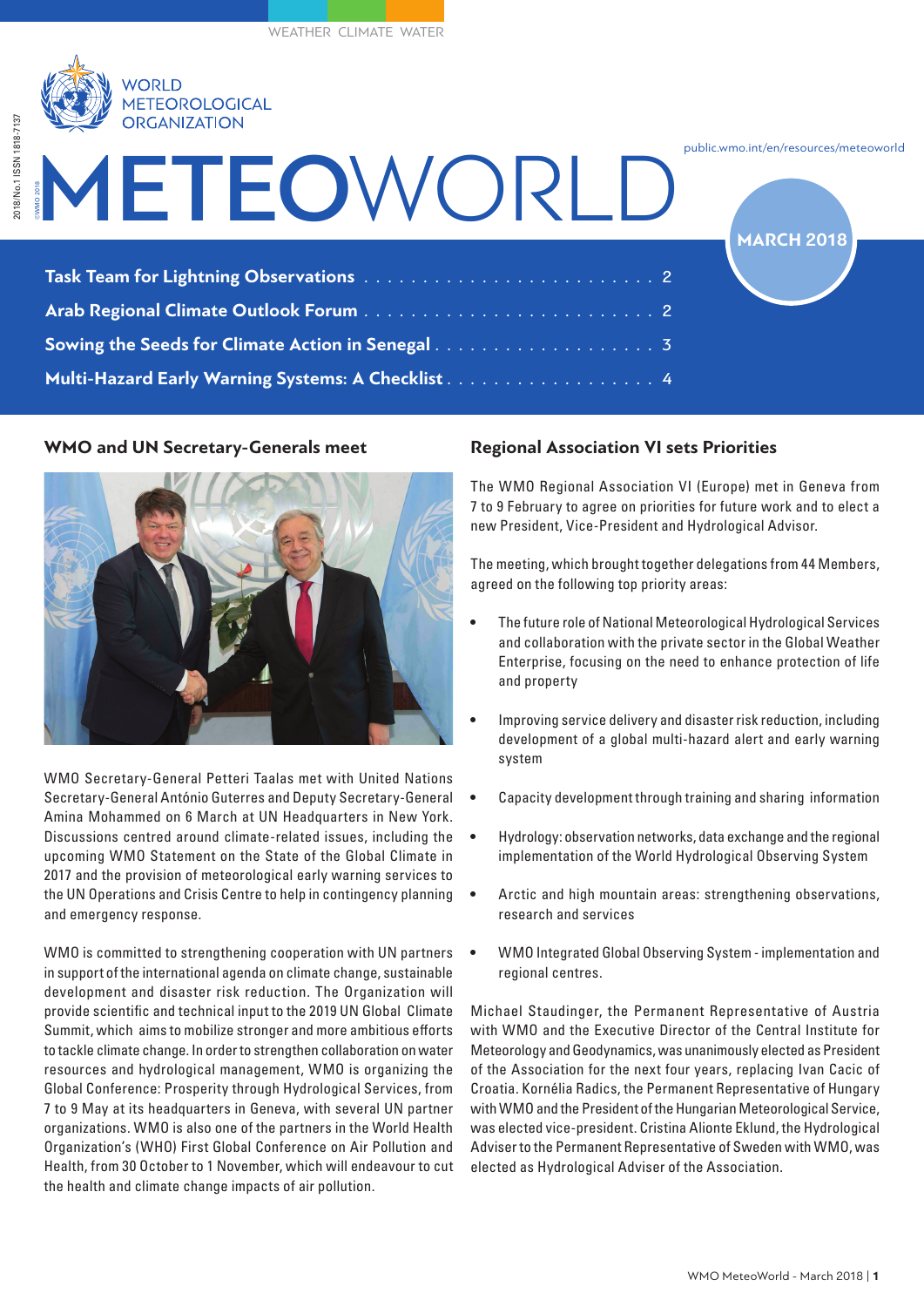WEATHER CLIMATE WATER

WORLD METEOROLOGICAL ORGANIZATION

2018/No.1 ISSN 1818-7137

©WMO 2018

# METEOWORLD

public.wmo.int/en/resources/meteoworld

**MARCH 2018**

- **Task Team for Lightning Observations** . . . . . . . . . . . . . . . 2
- **Arab Regional Climate Outlook Forum** . . . . . . . . . . . . . . . 2
- **Sowing the Seeds for Climate Action in Senegal** . . . . . . . . . 3
- **Multi-Hazard Early Warning Systems: A Checklist** . . . . . . . . 4

## WMO and UN Secretary-Generals meet

WMO Secretary-General Petteri Taalas met with United Nations Secretary-General António Guterres and Deputy Secretary-General Amina Mohammed on 6 March at UN Headquarters in New York. Discussions centred around climate-related issues, including the upcoming WMO Statement on the State of the Global Climate in 2017 and the provision of meteorological early warning services to the UN Operations and Crisis Centre to help in contingency planning and emergency response.

WMO is committed to strengthening cooperation with UN partners in support of the international agenda on climate change, sustainable development and disaster risk reduction. The Organization will provide scientific and technical input to the 2019 UN Global Climate Summit, which aims to mobilize stronger and more ambitious efforts to tackle climate change. In order to strengthen collaboration on water resources and hydrological management, WMO is organizing the Global Conference: Prosperity through Hydrological Services, from 7 to 9 May at its headquarters in Geneva, with several UN partner organizations. WMO is also one of the partners in the World Health Organization's (WHO) First Global Conference on Air Pollution and Health, from 30 October to 1 November, which will endeavour to cut the health and climate change impacts of air pollution.

## Regional Association VI sets Priorities

The WMO Regional Association VI (Europe) met in Geneva from 7 to 9 February to agree on priorities for future work and to elect a new President, Vice-President and Hydrological Advisor.

The meeting, which brought together delegations from 44 Members, agreed on the following top priority areas:

- The future role of National Meteorological Hydrological Services and collaboration with the private sector in the Global Weather Enterprise, focusing on the need to enhance protection of life and property
- Improving service delivery and disaster risk reduction, including development of a global multi-hazard alert and early warning system
- Capacity development through training and sharing information
- Hydrology: observation networks, data exchange and the regional implementation of the World Hydrological Observing System
- Arctic and high mountain areas: strengthening observations, research and services
- WMO Integrated Global Observing System - implementation and regional centres.

Michael Staudinger, the Permanent Representative of Austria with WMO and the Executive Director of the Central Institute for Meteorology and Geodynamics, was unanimously elected as President of the Association for the next four years, replacing Ivan Cacic of Croatia. Kornélia Radics, the Permanent Representative of Hungary with WMO and the President of the Hungarian Meteorological Service, was elected vice-president. Cristina Alionte Eklund, the Hydrological Adviser to the Permanent Representative of Sweden with WMO, was elected as Hydrological Adviser of the Association.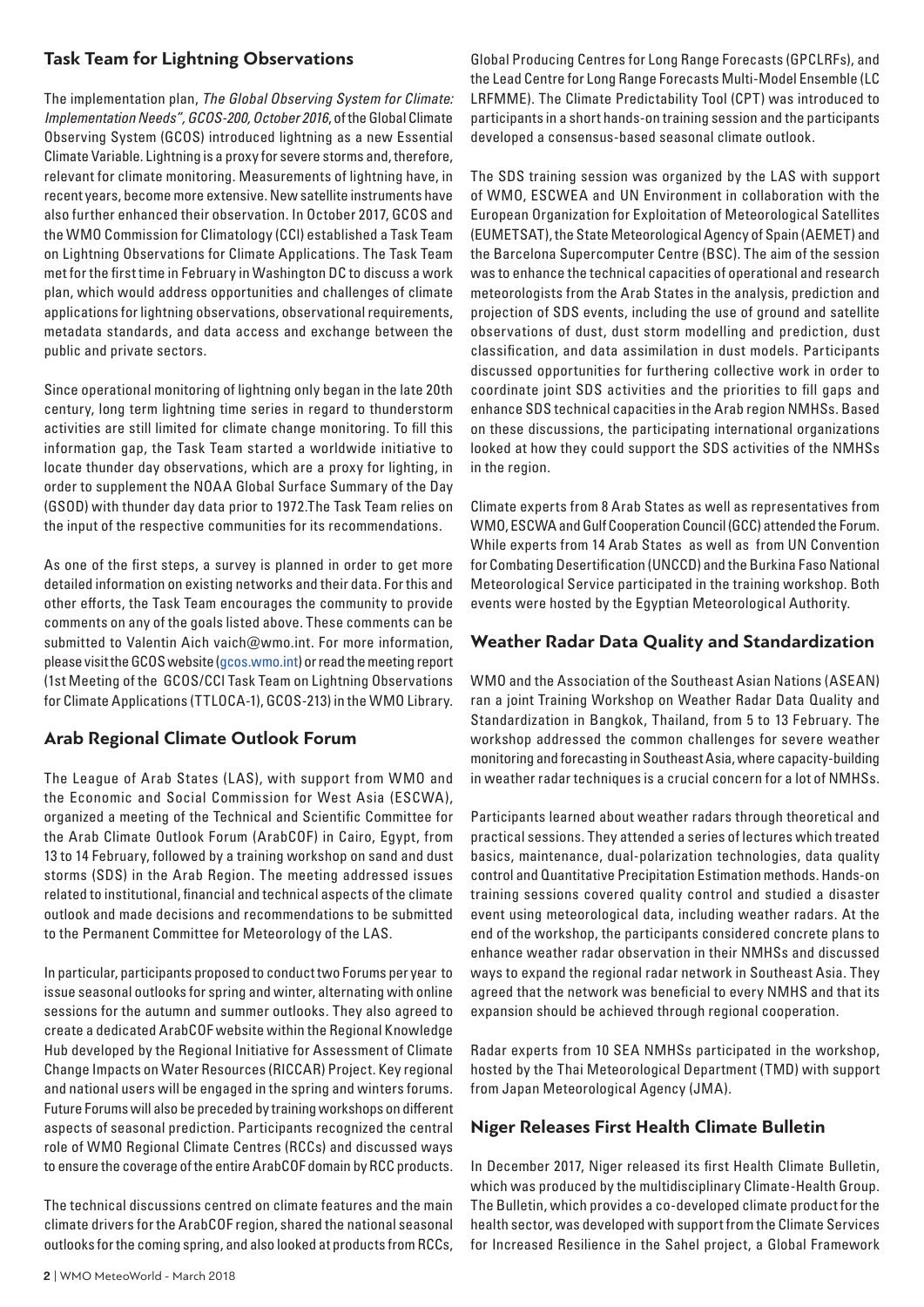## Task Team for Lightning Observations

The implementation plan, *The Global Observing System for Climate: Implementation Needs", GCOS-200, October 2016*, of the Global Climate Observing System (GCOS) introduced lightning as a new Essential Climate Variable. Lightning is a proxy for severe storms and, therefore, relevant for climate monitoring. Measurements of lightning have, in recent years, become more extensive. New satellite instruments have also further enhanced their observation. In October 2017, GCOS and the WMO Commission for Climatology (CCl) established a Task Team on Lightning Observations for Climate Applications. The Task Team met for the first time in February in Washington DC to discuss a work plan, which would address opportunities and challenges of climate applications for lightning observations, observational requirements, metadata standards, and data access and exchange between the public and private sectors.

Since operational monitoring of lightning only began in the late 20th century, long term lightning time series in regard to thunderstorm activities are still limited for climate change monitoring. To fill this information gap, the Task Team started a worldwide initiative to locate thunder day observations, which are a proxy for lighting, in order to supplement the NOAA Global Surface Summary of the Day (GSOD) with thunder day data prior to 1972.The Task Team relies on the input of the respective communities for its recommendations.

As one of the first steps, a survey is planned in order to get more detailed information on existing networks and their data. For this and other efforts, the Task Team encourages the community to provide comments on any of the goals listed above. These comments can be submitted to Valentin Aich vaich@wmo.int. For more information, please visit the GCOS website (gcos.wmo.int) or read the meeting report (1st Meeting of the GCOS/CCl Task Team on Lightning Observations for Climate Applications (TTLOCA-1), GCOS-213) in the WMO Library.

## Arab Regional Climate Outlook Forum

The League of Arab States (LAS), with support from WMO and the Economic and Social Commission for West Asia (ESCWA), organized a meeting of the Technical and Scientific Committee for the Arab Climate Outlook Forum (ArabCOF) in Cairo, Egypt, from 13 to 14 February, followed by a training workshop on sand and dust storms (SDS) in the Arab Region. The meeting addressed issues related to institutional, financial and technical aspects of the climate outlook and made decisions and recommendations to be submitted to the Permanent Committee for Meteorology of the LAS.

In particular, participants proposed to conduct two Forums per year to issue seasonal outlooks for spring and winter, alternating with online sessions for the autumn and summer outlooks. They also agreed to create a dedicated ArabCOF website within the Regional Knowledge Hub developed by the Regional Initiative for Assessment of Climate Change Impacts on Water Resources (RICCAR) Project. Key regional and national users will be engaged in the spring and winters forums. Future Forums will also be preceded by training workshops on different aspects of seasonal prediction. Participants recognized the central role of WMO Regional Climate Centres (RCCs) and discussed ways to ensure the coverage of the entire ArabCOF domain by RCC products.

The technical discussions centred on climate features and the main climate drivers for the ArabCOF region, shared the national seasonal outlooks for the coming spring, and also looked at products from RCCs, Global Producing Centres for Long Range Forecasts (GPCLRFs), and the Lead Centre for Long Range Forecasts Multi-Model Ensemble (LC LRFMME). The Climate Predictability Tool (CPT) was introduced to participants in a short hands-on training session and the participants developed a consensus-based seasonal climate outlook.

The SDS training session was organized by the LAS with support of WMO, ESCWEA and UN Environment in collaboration with the European Organization for Exploitation of Meteorological Satellites (EUMETSAT), the State Meteorological Agency of Spain (AEMET) and the Barcelona Supercomputer Centre (BSC). The aim of the session was to enhance the technical capacities of operational and research meteorologists from the Arab States in the analysis, prediction and projection of SDS events, including the use of ground and satellite observations of dust, dust storm modelling and prediction, dust classification, and data assimilation in dust models. Participants discussed opportunities for furthering collective work in order to coordinate joint SDS activities and the priorities to fill gaps and enhance SDS technical capacities in the Arab region NMHSs. Based on these discussions, the participating international organizations looked at how they could support the SDS activities of the NMHSs in the region.

Climate experts from 8 Arab States as well as representatives from WMO, ESCWA and Gulf Cooperation Council (GCC) attended the Forum. While experts from 14 Arab States as well as from UN Convention for Combating Desertification (UNCCD) and the Burkina Faso National Meteorological Service participated in the training workshop. Both events were hosted by the Egyptian Meteorological Authority.

## Weather Radar Data Quality and Standardization

WMO and the Association of the Southeast Asian Nations (ASEAN) ran a joint Training Workshop on Weather Radar Data Quality and Standardization in Bangkok, Thailand, from 5 to 13 February. The workshop addressed the common challenges for severe weather monitoring and forecasting in Southeast Asia, where capacity-building in weather radar techniques is a crucial concern for a lot of NMHSs.

Participants learned about weather radars through theoretical and practical sessions. They attended a series of lectures which treated basics, maintenance, dual-polarization technologies, data quality control and Quantitative Precipitation Estimation methods. Hands-on training sessions covered quality control and studied a disaster event using meteorological data, including weather radars. At the end of the workshop, the participants considered concrete plans to enhance weather radar observation in their NMHSs and discussed ways to expand the regional radar network in Southeast Asia. They agreed that the network was beneficial to every NMHS and that its expansion should be achieved through regional cooperation.

Radar experts from 10 SEA NMHSs participated in the workshop, hosted by the Thai Meteorological Department (TMD) with support from Japan Meteorological Agency (JMA).

## Niger Releases First Health Climate Bulletin

In December 2017, Niger released its first Health Climate Bulletin, which was produced by the multidisciplinary Climate-Health Group. The Bulletin, which provides a co-developed climate product for the health sector, was developed with support from the Climate Services for Increased Resilience in the Sahel project, a Global Framework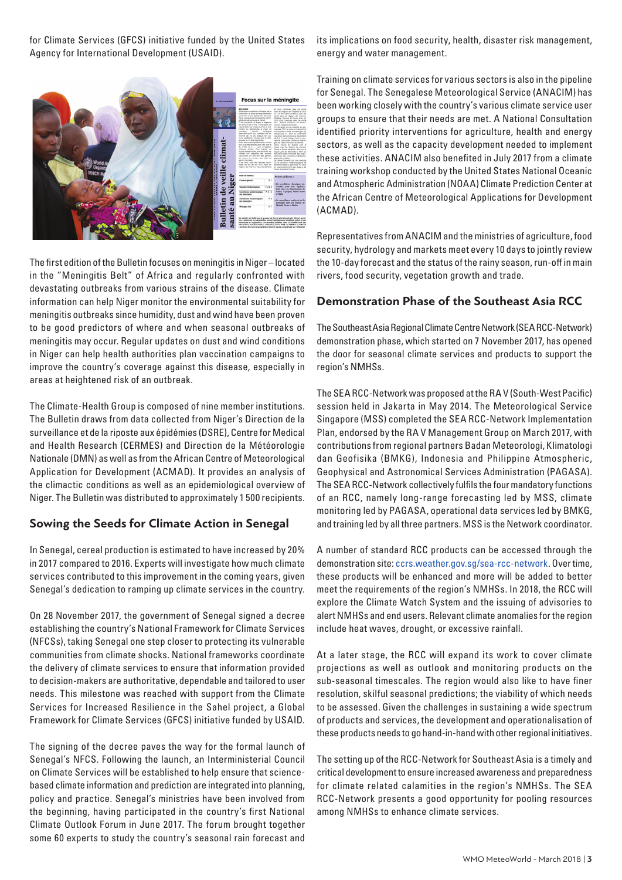for Climate Services (GFCS) initiative funded by the United States Agency for International Development (USAID).

The first edition of the Bulletin focuses on meningitis in Niger – located in the "Meningitis Belt" of Africa and regularly confronted with devastating outbreaks from various strains of the disease. Climate information can help Niger monitor the environmental suitability for meningitis outbreaks since humidity, dust and wind have been proven to be good predictors of where and when seasonal outbreaks of meningitis may occur. Regular updates on dust and wind conditions in Niger can help health authorities plan vaccination campaigns to improve the country's coverage against this disease, especially in areas at heightened risk of an outbreak.

The Climate-Health Group is composed of nine member institutions. The Bulletin draws from data collected from Niger's Direction de la surveillance et de la riposte aux épidémies (DSRE), Centre for Medical and Health Research (CERMES) and Direction de la Météorologie Nationale (DMN) as well as from the African Centre of Meteorological Application for Development (ACMAD). It provides an analysis of the climactic conditions as well as an epidemiological overview of Niger. The Bulletin was distributed to approximately 1 500 recipients.

## Sowing the Seeds for Climate Action in Senegal

In Senegal, cereal production is estimated to have increased by 20% in 2017 compared to 2016. Experts will investigate how much climate services contributed to this improvement in the coming years, given Senegal's dedication to ramping up climate services in the country.

On 28 November 2017, the government of Senegal signed a decree establishing the country's National Framework for Climate Services (NFCSs), taking Senegal one step closer to protecting its vulnerable communities from climate shocks. National frameworks coordinate the delivery of climate services to ensure that information provided to decision-makers are authoritative, dependable and tailored to user needs. This milestone was reached with support from the Climate Services for Increased Resilience in the Sahel project, a Global Framework for Climate Services (GFCS) initiative funded by USAID.

The signing of the decree paves the way for the formal launch of Senegal's NFCS. Following the launch, an Interministerial Council on Climate Services will be established to help ensure that science-based climate information and prediction are integrated into planning, policy and practice. Senegal's ministries have been involved from the beginning, having participated in the country's first National Climate Outlook Forum in June 2017. The forum brought together some 60 experts to study the country's seasonal rain forecast and its implications on food security, health, disaster risk management, energy and water management.

Training on climate services for various sectors is also in the pipeline for Senegal. The Senegalese Meteorological Service (ANACIM) has been working closely with the country's various climate service user groups to ensure that their needs are met. A National Consultation identified priority interventions for agriculture, health and energy sectors, as well as the capacity development needed to implement these activities. ANACIM also benefited in July 2017 from a climate training workshop conducted by the United States National Oceanic and Atmospheric Administration (NOAA) Climate Prediction Center at the African Centre of Meteorological Applications for Development (ACMAD).

Representatives from ANACIM and the ministries of agriculture, food security, hydrology and markets meet every 10 days to jointly review the 10-day forecast and the status of the rainy season, run-off in main rivers, food security, vegetation growth and trade.

## Demonstration Phase of the Southeast Asia RCC

The Southeast Asia Regional Climate Centre Network (SEA RCC-Network) demonstration phase, which started on 7 November 2017, has opened the door for seasonal climate services and products to support the region's NMHSs.

The SEA RCC-Network was proposed at the RA V (South-West Pacific) session held in Jakarta in May 2014. The Meteorological Service Singapore (MSS) completed the SEA RCC-Network Implementation Plan, endorsed by the RA V Management Group on March 2017, with contributions from regional partners Badan Meteorologi, Klimatologi dan Geofisika (BMKG), Indonesia and Philippine Atmospheric, Geophysical and Astronomical Services Administration (PAGASA). The SEA RCC-Network collectively fulfils the four mandatory functions of an RCC, namely long-range forecasting led by MSS, climate monitoring led by PAGASA, operational data services led by BMKG, and training led by all three partners. MSS is the Network coordinator.

A number of standard RCC products can be accessed through the demonstration site: ccrs.weather.gov.sg/sea-rcc-network. Over time, these products will be enhanced and more will be added to better meet the requirements of the region's NMHSs. In 2018, the RCC will explore the Climate Watch System and the issuing of advisories to alert NMHSs and end users. Relevant climate anomalies for the region include heat waves, drought, or excessive rainfall.

At a later stage, the RCC will expand its work to cover climate projections as well as outlook and monitoring products on the sub-seasonal timescales. The region would also like to have finer resolution, skilful seasonal predictions; the viability of which needs to be assessed. Given the challenges in sustaining a wide spectrum of products and services, the development and operationalisation of these products needs to go hand-in-hand with other regional initiatives.

The setting up of the RCC-Network for Southeast Asia is a timely and critical development to ensure increased awareness and preparedness for climate related calamities in the region's NMHSs. The SEA RCC-Network presents a good opportunity for pooling resources among NMHSs to enhance climate services.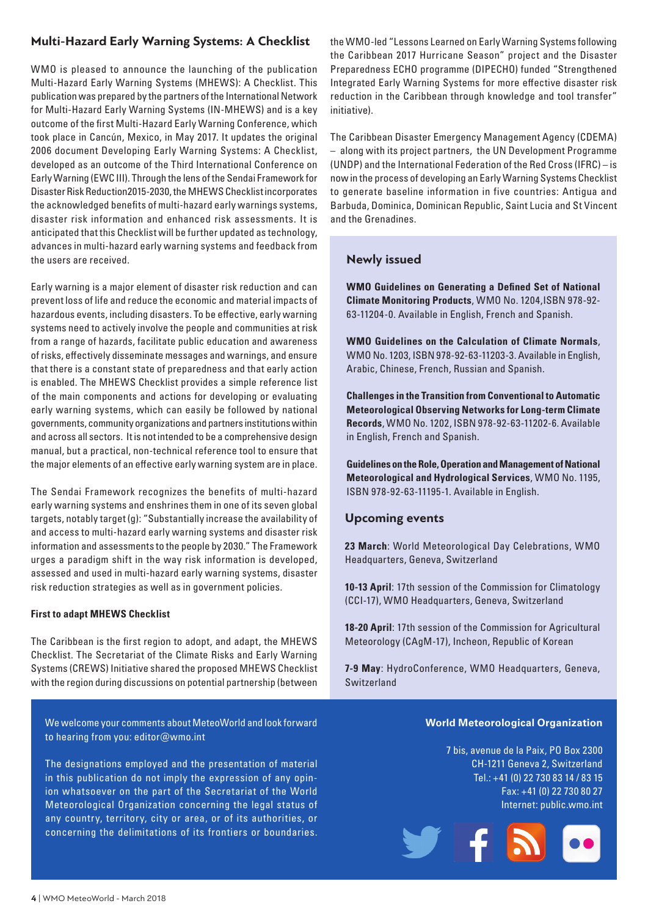## Multi-Hazard Early Warning Systems: A Checklist

WMO is pleased to announce the launching of the publication Multi-Hazard Early Warning Systems (MHEWS): A Checklist. This publication was prepared by the partners of the International Network for Multi-Hazard Early Warning Systems (IN-MHEWS) and is a key outcome of the first Multi-Hazard Early Warning Conference, which took place in Cancún, Mexico, in May 2017. It updates the original 2006 document Developing Early Warning Systems: A Checklist, developed as an outcome of the Third International Conference on Early Warning (EWC III). Through the lens of the Sendai Framework for Disaster Risk Reduction2015-2030, the MHEWS Checklist incorporates the acknowledged benefits of multi-hazard early warnings systems, disaster risk information and enhanced risk assessments. It is anticipated that this Checklist will be further updated as technology, advances in multi-hazard early warning systems and feedback from the users are received.

Early warning is a major element of disaster risk reduction and can prevent loss of life and reduce the economic and material impacts of hazardous events, including disasters. To be effective, early warning systems need to actively involve the people and communities at risk from a range of hazards, facilitate public education and awareness of risks, effectively disseminate messages and warnings, and ensure that there is a constant state of preparedness and that early action is enabled. The MHEWS Checklist provides a simple reference list of the main components and actions for developing or evaluating early warning systems, which can easily be followed by national governments, community organizations and partners institutions within and across all sectors. It is not intended to be a comprehensive design manual, but a practical, non-technical reference tool to ensure that the major elements of an effective early warning system are in place.

The Sendai Framework recognizes the benefits of multi-hazard early warning systems and enshrines them in one of its seven global targets, notably target (g): "Substantially increase the availability of and access to multi-hazard early warning systems and disaster risk information and assessments to the people by 2030." The Framework urges a paradigm shift in the way risk information is developed, assessed and used in multi-hazard early warning systems, disaster risk reduction strategies as well as in government policies.

**First to adapt MHEWS Checklist**

The Caribbean is the first region to adopt, and adapt, the MHEWS Checklist. The Secretariat of the Climate Risks and Early Warning Systems (CREWS) Initiative shared the proposed MHEWS Checklist with the region during discussions on potential partnership (between the WMO-led "Lessons Learned on Early Warning Systems following the Caribbean 2017 Hurricane Season" project and the Disaster Preparedness ECHO programme (DIPECHO) funded "Strengthened Integrated Early Warning Systems for more effective disaster risk reduction in the Caribbean through knowledge and tool transfer" initiative).

The Caribbean Disaster Emergency Management Agency (CDEMA) – along with its project partners, the UN Development Programme (UNDP) and the International Federation of the Red Cross (IFRC) – is now in the process of developing an Early Warning Systems Checklist to generate baseline information in five countries: Antigua and Barbuda, Dominica, Dominican Republic, Saint Lucia and St Vincent and the Grenadines.

### Newly issued

**WMO Guidelines on Generating a Defined Set of National Climate Monitoring Products**, WMO No. 1204,ISBN 978-92-63-11204-0. Available in English, French and Spanish.

**WMO Guidelines on the Calculation of Climate Normals**, WMO No. 1203, ISBN 978-92-63-11203-3. Available in English, Arabic, Chinese, French, Russian and Spanish.

**Challenges in the Transition from Conventional to Automatic Meteorological Observing Networks for Long-term Climate Records**, WMO No. 1202, ISBN 978-92-63-11202-6. Available in English, French and Spanish.

**Guidelines on the Role, Operation and Management of National Meteorological and Hydrological Services**, WMO No. 1195, ISBN 978-92-63-11195-1. Available in English.

### Upcoming events

**23 March**: World Meteorological Day Celebrations, WMO Headquarters, Geneva, Switzerland

**10-13 April**: 17th session of the Commission for Climatology (CCl-17), WMO Headquarters, Geneva, Switzerland

**18-20 April**: 17th session of the Commission for Agricultural Meteorology (CAgM-17), Incheon, Republic of Korean

**7-9 May**: HydroConference, WMO Headquarters, Geneva, Switzerland

We welcome your comments about MeteoWorld and look forward to hearing from you: editor@wmo.int

The designations employed and the presentation of material in this publication do not imply the expression of any opinion whatsoever on the part of the Secretariat of the World Meteorological Organization concerning the legal status of any country, territory, city or area, or of its authorities, or concerning the delimitations of its frontiers or boundaries.

**World Meteorological Organization**

7 bis, avenue de la Paix, PO Box 2300
CH-1211 Geneva 2, Switzerland
Tel.: +41 (0) 22 730 83 14 / 83 15
Fax: +41 (0) 22 730 80 27
Internet: public.wmo.int